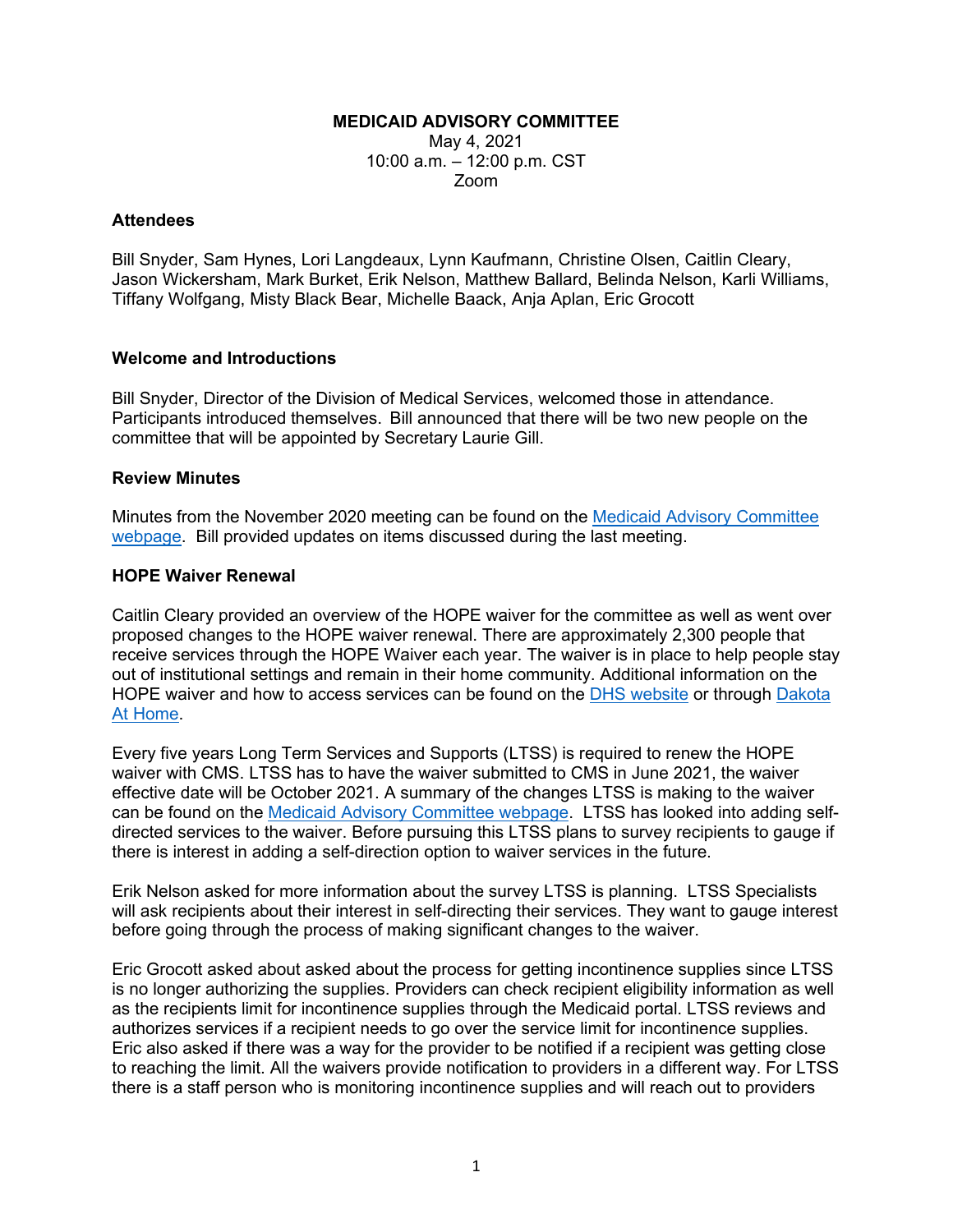**MEDICAID ADVISORY COMMITTEE**
May 4, 2021
10:00 a.m. – 12:00 p.m. CST
Zoom

## Attendees

Bill Snyder, Sam Hynes, Lori Langdeaux, Lynn Kaufmann, Christine Olsen, Caitlin Cleary, Jason Wickersham, Mark Burket, Erik Nelson, Matthew Ballard, Belinda Nelson, Karli Williams, Tiffany Wolfgang, Misty Black Bear, Michelle Baack, Anja Aplan, Eric Grocott

## Welcome and Introductions

Bill Snyder, Director of the Division of Medical Services, welcomed those in attendance. Participants introduced themselves. Bill announced that there will be two new people on the committee that will be appointed by Secretary Laurie Gill.

## Review Minutes

Minutes from the November 2020 meeting can be found on the Medicaid Advisory Committee webpage. Bill provided updates on items discussed during the last meeting.

## HOPE Waiver Renewal

Caitlin Cleary provided an overview of the HOPE waiver for the committee as well as went over proposed changes to the HOPE waiver renewal. There are approximately 2,300 people that receive services through the HOPE Waiver each year. The waiver is in place to help people stay out of institutional settings and remain in their home community. Additional information on the HOPE waiver and how to access services can be found on the DHS website or through Dakota At Home.

Every five years Long Term Services and Supports (LTSS) is required to renew the HOPE waiver with CMS. LTSS has to have the waiver submitted to CMS in June 2021, the waiver effective date will be October 2021. A summary of the changes LTSS is making to the waiver can be found on the Medicaid Advisory Committee webpage. LTSS has looked into adding self-directed services to the waiver. Before pursuing this LTSS plans to survey recipients to gauge if there is interest in adding a self-direction option to waiver services in the future.

Erik Nelson asked for more information about the survey LTSS is planning. LTSS Specialists will ask recipients about their interest in self-directing their services. They want to gauge interest before going through the process of making significant changes to the waiver.

Eric Grocott asked about asked about the process for getting incontinence supplies since LTSS is no longer authorizing the supplies. Providers can check recipient eligibility information as well as the recipients limit for incontinence supplies through the Medicaid portal. LTSS reviews and authorizes services if a recipient needs to go over the service limit for incontinence supplies. Eric also asked if there was a way for the provider to be notified if a recipient was getting close to reaching the limit. All the waivers provide notification to providers in a different way. For LTSS there is a staff person who is monitoring incontinence supplies and will reach out to providers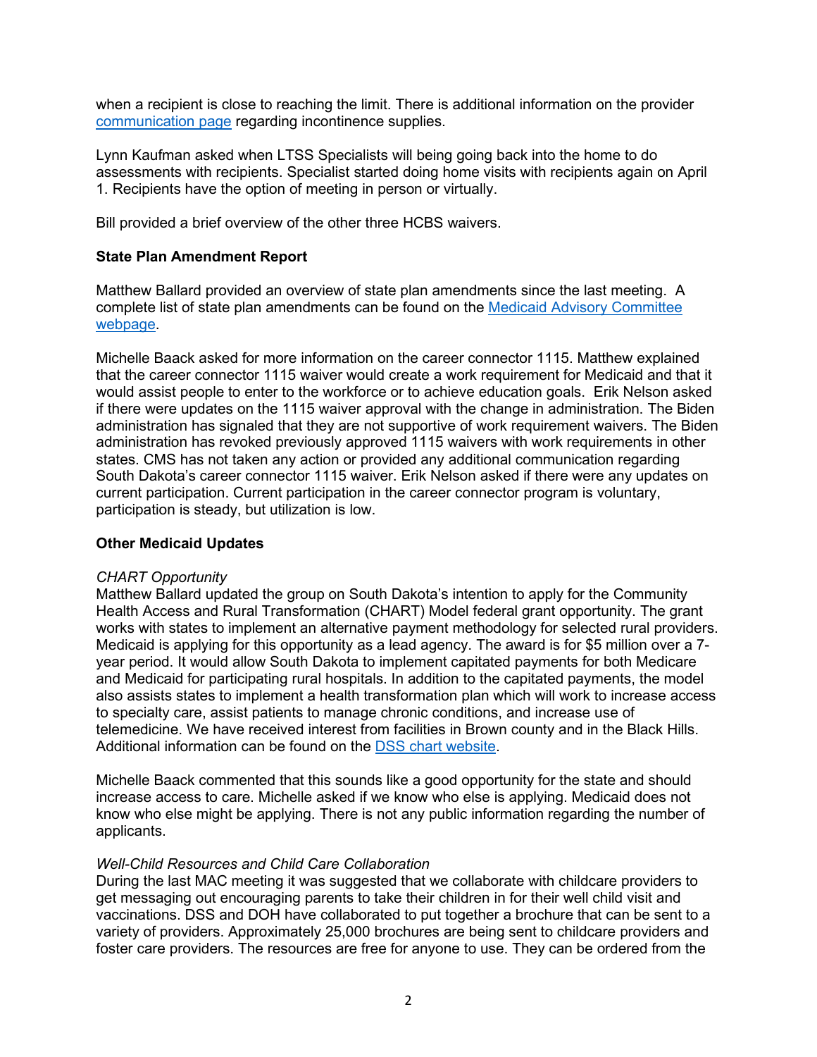when a recipient is close to reaching the limit. There is additional information on the provider [communication page](communication page) regarding incontinence supplies.

Lynn Kaufman asked when LTSS Specialists will being going back into the home to do assessments with recipients. Specialist started doing home visits with recipients again on April 1. Recipients have the option of meeting in person or virtually.

Bill provided a brief overview of the other three HCBS waivers.

**State Plan Amendment Report**

Matthew Ballard provided an overview of state plan amendments since the last meeting. A complete list of state plan amendments can be found on the Medicaid Advisory Committee webpage.

Michelle Baack asked for more information on the career connector 1115. Matthew explained that the career connector 1115 waiver would create a work requirement for Medicaid and that it would assist people to enter to the workforce or to achieve education goals. Erik Nelson asked if there were updates on the 1115 waiver approval with the change in administration. The Biden administration has signaled that they are not supportive of work requirement waivers. The Biden administration has revoked previously approved 1115 waivers with work requirements in other states. CMS has not taken any action or provided any additional communication regarding South Dakota's career connector 1115 waiver. Erik Nelson asked if there were any updates on current participation. Current participation in the career connector program is voluntary, participation is steady, but utilization is low.

**Other Medicaid Updates**

*CHART Opportunity*
Matthew Ballard updated the group on South Dakota's intention to apply for the Community Health Access and Rural Transformation (CHART) Model federal grant opportunity. The grant works with states to implement an alternative payment methodology for selected rural providers. Medicaid is applying for this opportunity as a lead agency. The award is for $5 million over a 7-year period. It would allow South Dakota to implement capitated payments for both Medicare and Medicaid for participating rural hospitals. In addition to the capitated payments, the model also assists states to implement a health transformation plan which will work to increase access to specialty care, assist patients to manage chronic conditions, and increase use of telemedicine. We have received interest from facilities in Brown county and in the Black Hills. Additional information can be found on the DSS chart website.

Michelle Baack commented that this sounds like a good opportunity for the state and should increase access to care. Michelle asked if we know who else is applying. Medicaid does not know who else might be applying. There is not any public information regarding the number of applicants.

*Well-Child Resources and Child Care Collaboration*
During the last MAC meeting it was suggested that we collaborate with childcare providers to get messaging out encouraging parents to take their children in for their well child visit and vaccinations. DSS and DOH have collaborated to put together a brochure that can be sent to a variety of providers. Approximately 25,000 brochures are being sent to childcare providers and foster care providers. The resources are free for anyone to use. They can be ordered from the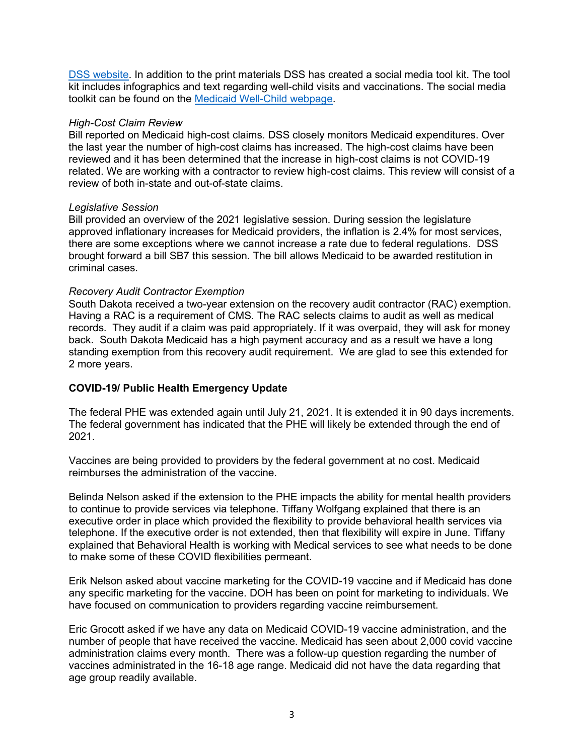[DSS website](). In addition to the print materials DSS has created a social media tool kit. The tool kit includes infographics and text regarding well-child visits and vaccinations. The social media toolkit can be found on the [Medicaid Well-Child webpage]().

*High-Cost Claim Review*

Bill reported on Medicaid high-cost claims. DSS closely monitors Medicaid expenditures. Over the last year the number of high-cost claims has increased. The high-cost claims have been reviewed and it has been determined that the increase in high-cost claims is not COVID-19 related. We are working with a contractor to review high-cost claims. This review will consist of a review of both in-state and out-of-state claims.

*Legislative Session*

Bill provided an overview of the 2021 legislative session. During session the legislature approved inflationary increases for Medicaid providers, the inflation is 2.4% for most services, there are some exceptions where we cannot increase a rate due to federal regulations. DSS brought forward a bill SB7 this session. The bill allows Medicaid to be awarded restitution in criminal cases.

*Recovery Audit Contractor Exemption*

South Dakota received a two-year extension on the recovery audit contractor (RAC) exemption. Having a RAC is a requirement of CMS. The RAC selects claims to audit as well as medical records. They audit if a claim was paid appropriately. If it was overpaid, they will ask for money back. South Dakota Medicaid has a high payment accuracy and as a result we have a long standing exemption from this recovery audit requirement. We are glad to see this extended for 2 more years.

**COVID-19/ Public Health Emergency Update**

The federal PHE was extended again until July 21, 2021. It is extended it in 90 days increments. The federal government has indicated that the PHE will likely be extended through the end of 2021.

Vaccines are being provided to providers by the federal government at no cost. Medicaid reimburses the administration of the vaccine.

Belinda Nelson asked if the extension to the PHE impacts the ability for mental health providers to continue to provide services via telephone. Tiffany Wolfgang explained that there is an executive order in place which provided the flexibility to provide behavioral health services via telephone. If the executive order is not extended, then that flexibility will expire in June. Tiffany explained that Behavioral Health is working with Medical services to see what needs to be done to make some of these COVID flexibilities permeant.

Erik Nelson asked about vaccine marketing for the COVID-19 vaccine and if Medicaid has done any specific marketing for the vaccine. DOH has been on point for marketing to individuals. We have focused on communication to providers regarding vaccine reimbursement.

Eric Grocott asked if we have any data on Medicaid COVID-19 vaccine administration, and the number of people that have received the vaccine. Medicaid has seen about 2,000 covid vaccine administration claims every month. There was a follow-up question regarding the number of vaccines administrated in the 16-18 age range. Medicaid did not have the data regarding that age group readily available.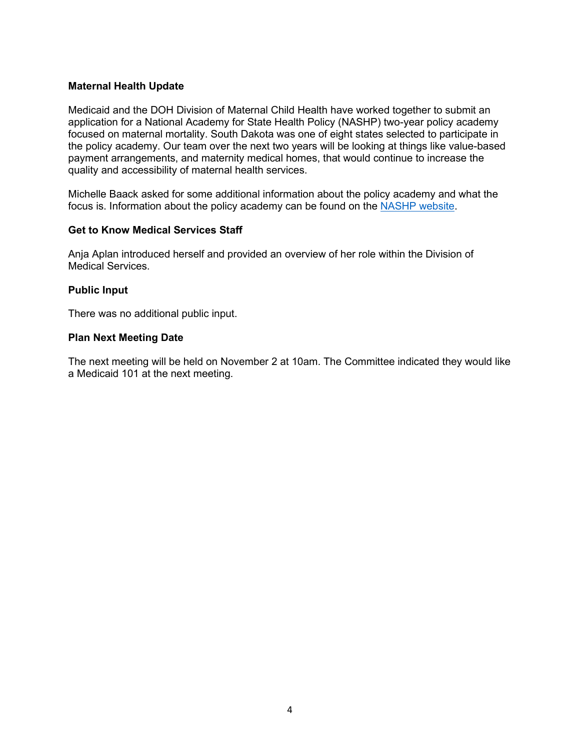**Maternal Health Update**

Medicaid and the DOH Division of Maternal Child Health have worked together to submit an application for a National Academy for State Health Policy (NASHP) two-year policy academy focused on maternal mortality. South Dakota was one of eight states selected to participate in the policy academy. Our team over the next two years will be looking at things like value-based payment arrangements, and maternity medical homes, that would continue to increase the quality and accessibility of maternal health services.

Michelle Baack asked for some additional information about the policy academy and what the focus is. Information about the policy academy can be found on the NASHP website.

**Get to Know Medical Services Staff**

Anja Aplan introduced herself and provided an overview of her role within the Division of Medical Services.

**Public Input**

There was no additional public input.

**Plan Next Meeting Date**

The next meeting will be held on November 2 at 10am. The Committee indicated they would like a Medicaid 101 at the next meeting.